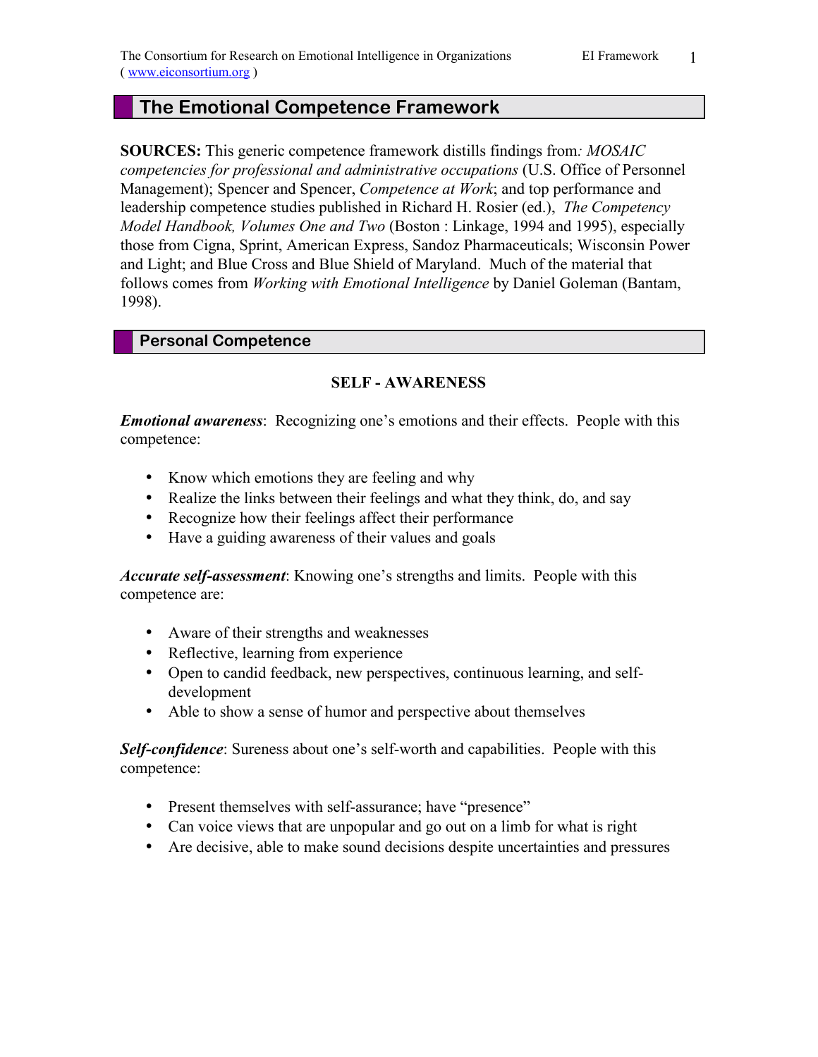# The Emotional Competence Framework

**SOURCES:** This generic competence framework distills findings from*: MOSAIC competencies for professional and administrative occupations* (U.S. Office of Personnel Management); Spencer and Spencer, *Competence at Work*; and top performance and leadership competence studies published in Richard H. Rosier (ed.), *The Competency Model Handbook, Volumes One and Two* (Boston : Linkage, 1994 and 1995), especially those from Cigna, Sprint, American Express, Sandoz Pharmaceuticals; Wisconsin Power and Light; and Blue Cross and Blue Shield of Maryland. Much of the material that follows comes from *Working with Emotional Intelligence* by Daniel Goleman (Bantam, 1998).

## Personal Competence

### SELF - AWARENESS

***Emotional awareness***: Recognizing one's emotions and their effects. People with this competence:

- Know which emotions they are feeling and why
- Realize the links between their feelings and what they think, do, and say
- Recognize how their feelings affect their performance
- Have a guiding awareness of their values and goals

***Accurate self-assessment***: Knowing one's strengths and limits. People with this competence are:

- Aware of their strengths and weaknesses
- Reflective, learning from experience
- Open to candid feedback, new perspectives, continuous learning, and self-development
- Able to show a sense of humor and perspective about themselves

***Self-confidence***: Sureness about one's self-worth and capabilities. People with this competence:

- Present themselves with self-assurance; have "presence"
- Can voice views that are unpopular and go out on a limb for what is right
- Are decisive, able to make sound decisions despite uncertainties and pressures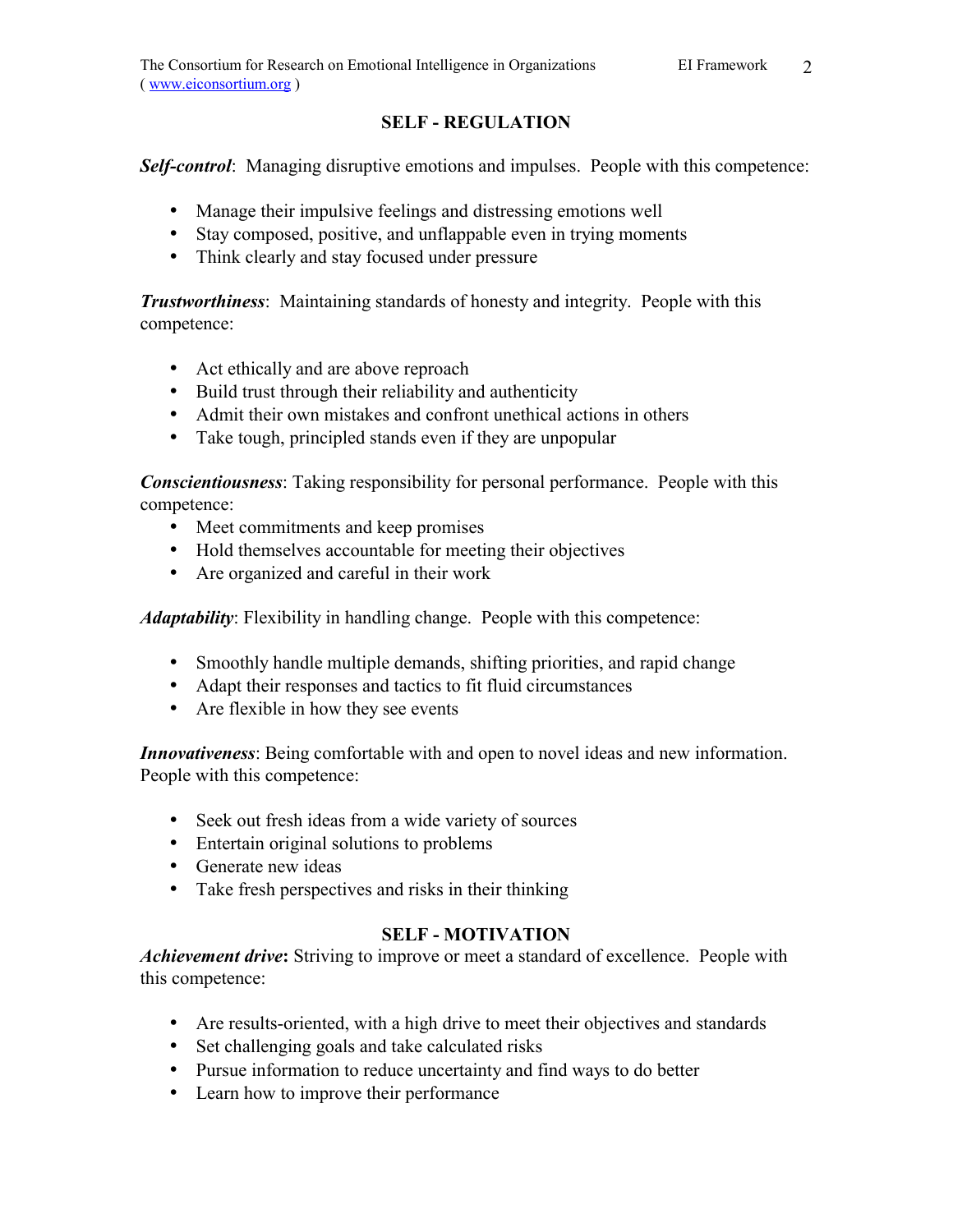## SELF - REGULATION

***Self-control***: Managing disruptive emotions and impulses. People with this competence:

- Manage their impulsive feelings and distressing emotions well
- Stay composed, positive, and unflappable even in trying moments
- Think clearly and stay focused under pressure

***Trustworthiness***: Maintaining standards of honesty and integrity. People with this competence:

- Act ethically and are above reproach
- Build trust through their reliability and authenticity
- Admit their own mistakes and confront unethical actions in others
- Take tough, principled stands even if they are unpopular

***Conscientiousness***: Taking responsibility for personal performance. People with this competence:

- Meet commitments and keep promises
- Hold themselves accountable for meeting their objectives
- Are organized and careful in their work

***Adaptability***: Flexibility in handling change. People with this competence:

- Smoothly handle multiple demands, shifting priorities, and rapid change
- Adapt their responses and tactics to fit fluid circumstances
- Are flexible in how they see events

***Innovativeness***: Being comfortable with and open to novel ideas and new information. People with this competence:

- Seek out fresh ideas from a wide variety of sources
- Entertain original solutions to problems
- Generate new ideas
- Take fresh perspectives and risks in their thinking

## SELF - MOTIVATION

***Achievement drive*****:** Striving to improve or meet a standard of excellence. People with this competence:

- Are results-oriented, with a high drive to meet their objectives and standards
- Set challenging goals and take calculated risks
- Pursue information to reduce uncertainty and find ways to do better
- Learn how to improve their performance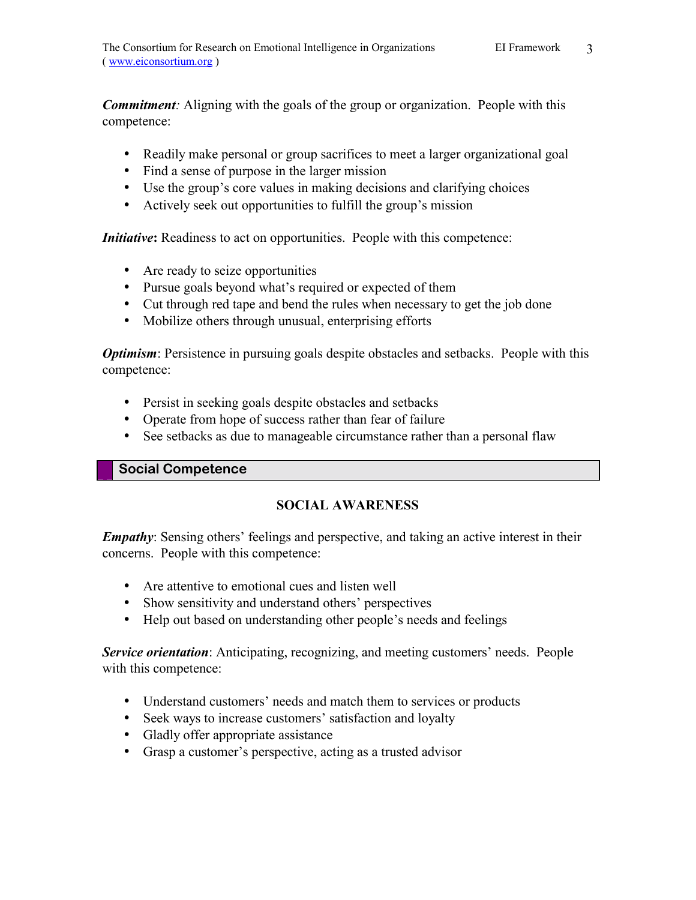***Commitment**:* Aligning with the goals of the group or organization. People with this competence:

- Readily make personal or group sacrifices to meet a larger organizational goal
- Find a sense of purpose in the larger mission
- Use the group's core values in making decisions and clarifying choices
- Actively seek out opportunities to fulfill the group's mission

***Initiative*:** Readiness to act on opportunities. People with this competence:

- Are ready to seize opportunities
- Pursue goals beyond what's required or expected of them
- Cut through red tape and bend the rules when necessary to get the job done
- Mobilize others through unusual, enterprising efforts

***Optimism***: Persistence in pursuing goals despite obstacles and setbacks. People with this competence:

- Persist in seeking goals despite obstacles and setbacks
- Operate from hope of success rather than fear of failure
- See setbacks as due to manageable circumstance rather than a personal flaw

## Social Competence

### SOCIAL AWARENESS

***Empathy***: Sensing others' feelings and perspective, and taking an active interest in their concerns. People with this competence:

- Are attentive to emotional cues and listen well
- Show sensitivity and understand others' perspectives
- Help out based on understanding other people's needs and feelings

***Service orientation***: Anticipating, recognizing, and meeting customers' needs. People with this competence:

- Understand customers' needs and match them to services or products
- Seek ways to increase customers' satisfaction and loyalty
- Gladly offer appropriate assistance
- Grasp a customer's perspective, acting as a trusted advisor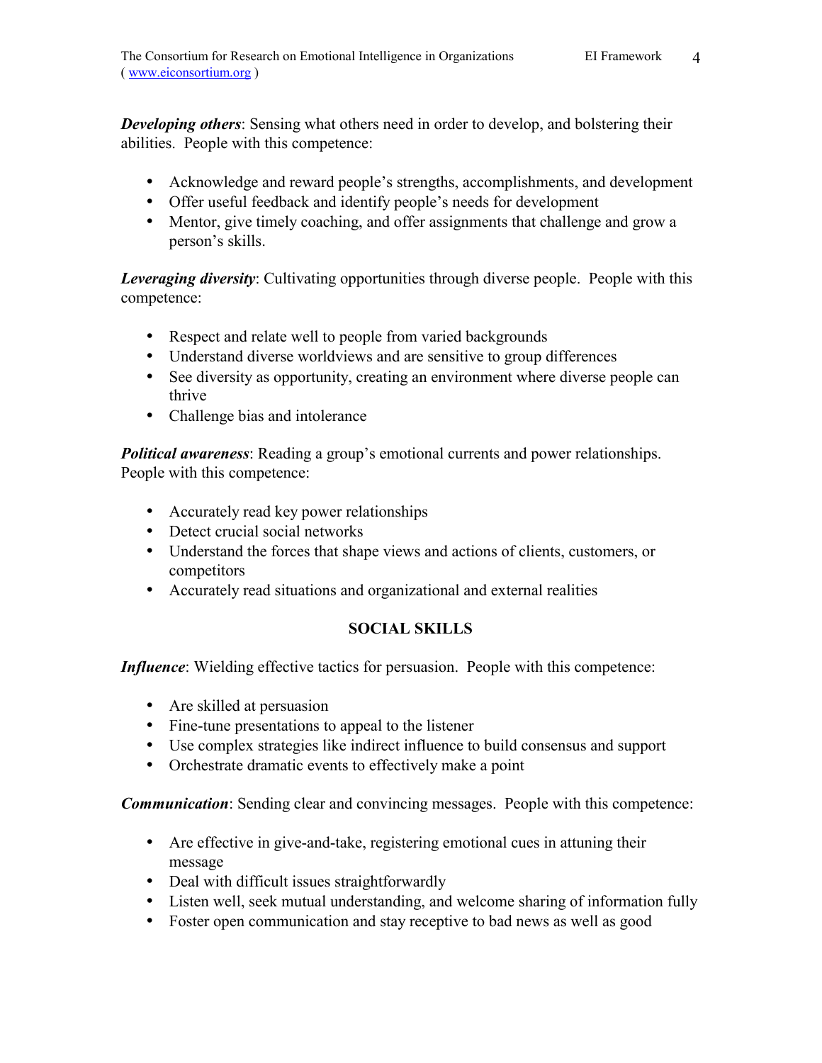***Developing others***: Sensing what others need in order to develop, and bolstering their abilities. People with this competence:

- Acknowledge and reward people's strengths, accomplishments, and development
- Offer useful feedback and identify people's needs for development
- Mentor, give timely coaching, and offer assignments that challenge and grow a person's skills.

***Leveraging diversity***: Cultivating opportunities through diverse people. People with this competence:

- Respect and relate well to people from varied backgrounds
- Understand diverse worldviews and are sensitive to group differences
- See diversity as opportunity, creating an environment where diverse people can thrive
- Challenge bias and intolerance

***Political awareness***: Reading a group's emotional currents and power relationships. People with this competence:

- Accurately read key power relationships
- Detect crucial social networks
- Understand the forces that shape views and actions of clients, customers, or competitors
- Accurately read situations and organizational and external realities

## SOCIAL SKILLS

***Influence***: Wielding effective tactics for persuasion. People with this competence:

- Are skilled at persuasion
- Fine-tune presentations to appeal to the listener
- Use complex strategies like indirect influence to build consensus and support
- Orchestrate dramatic events to effectively make a point

***Communication***: Sending clear and convincing messages. People with this competence:

- Are effective in give-and-take, registering emotional cues in attuning their message
- Deal with difficult issues straightforwardly
- Listen well, seek mutual understanding, and welcome sharing of information fully
- Foster open communication and stay receptive to bad news as well as good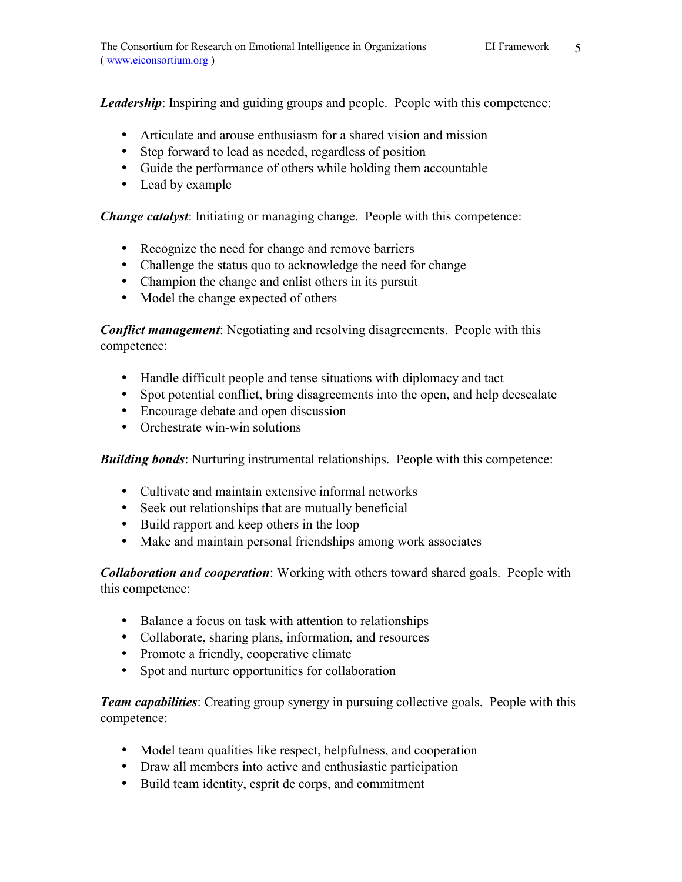***Leadership***: Inspiring and guiding groups and people. People with this competence:

- Articulate and arouse enthusiasm for a shared vision and mission
- Step forward to lead as needed, regardless of position
- Guide the performance of others while holding them accountable
- Lead by example

***Change catalyst***: Initiating or managing change. People with this competence:

- Recognize the need for change and remove barriers
- Challenge the status quo to acknowledge the need for change
- Champion the change and enlist others in its pursuit
- Model the change expected of others

***Conflict management***: Negotiating and resolving disagreements. People with this competence:

- Handle difficult people and tense situations with diplomacy and tact
- Spot potential conflict, bring disagreements into the open, and help deescalate
- Encourage debate and open discussion
- Orchestrate win-win solutions

***Building bonds***: Nurturing instrumental relationships. People with this competence:

- Cultivate and maintain extensive informal networks
- Seek out relationships that are mutually beneficial
- Build rapport and keep others in the loop
- Make and maintain personal friendships among work associates

***Collaboration and cooperation***: Working with others toward shared goals. People with this competence:

- Balance a focus on task with attention to relationships
- Collaborate, sharing plans, information, and resources
- Promote a friendly, cooperative climate
- Spot and nurture opportunities for collaboration

***Team capabilities***: Creating group synergy in pursuing collective goals. People with this competence:

- Model team qualities like respect, helpfulness, and cooperation
- Draw all members into active and enthusiastic participation
- Build team identity, esprit de corps, and commitment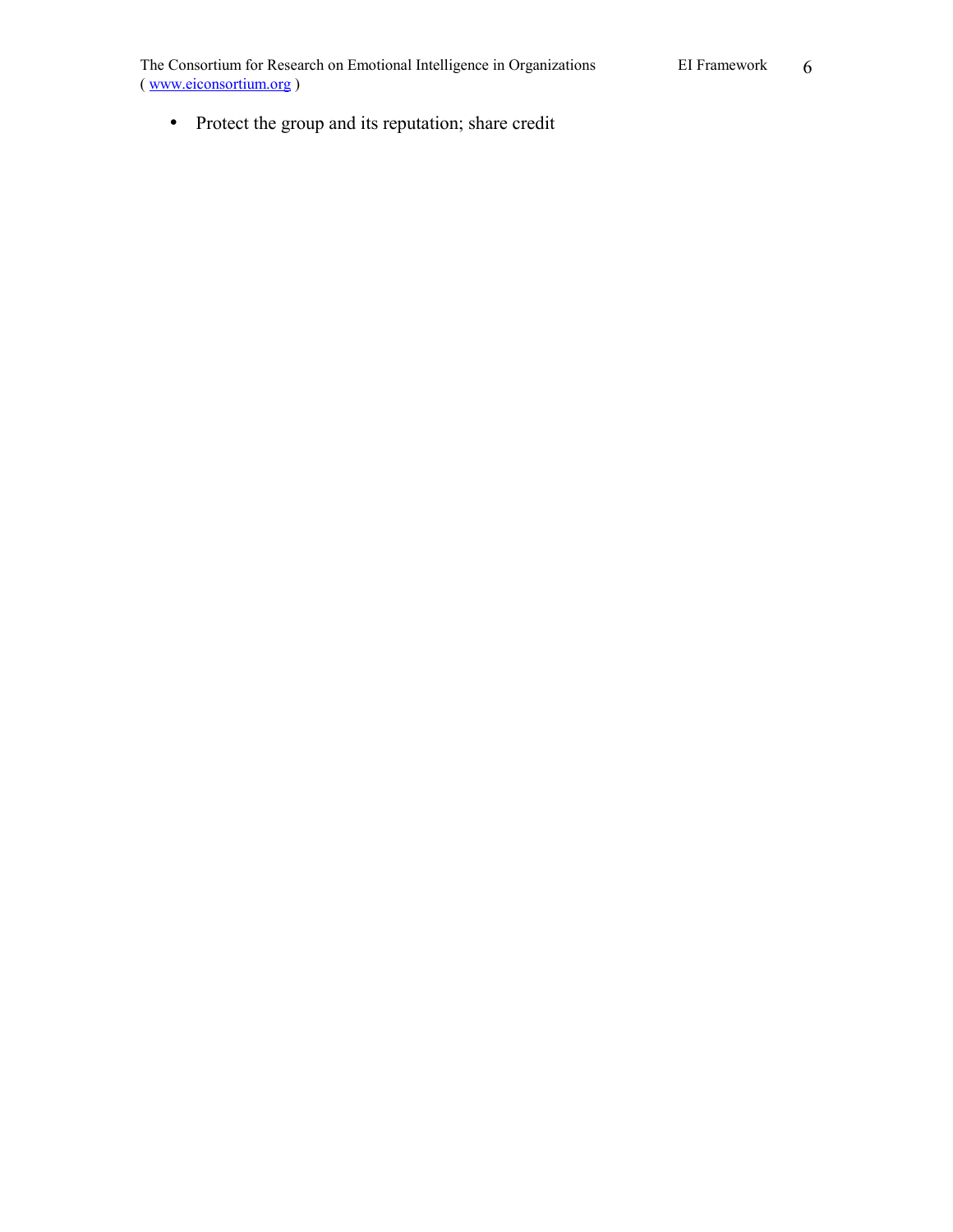- Protect the group and its reputation; share credit